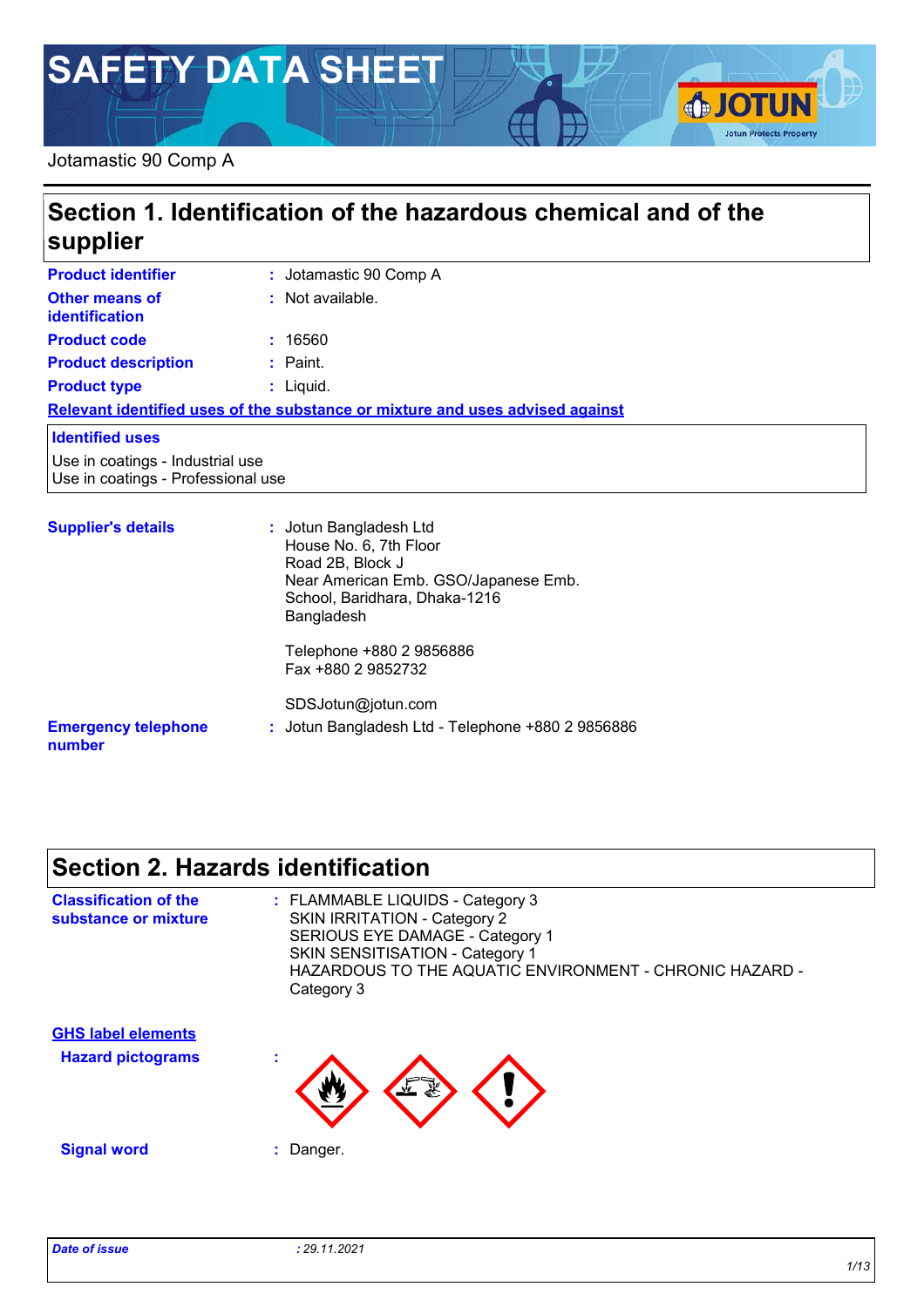# SAFETY DATA SHEET

Jotamastic 90 Comp A

## Section 1. Identification of the hazardous chemical and of the supplier

**Product identifier** : Jotamastic 90 Comp A

**Other means of identification** : Not available.

**Product code** : 16560

**Product description** : Paint.

**Product type** : Liquid.

**Relevant identified uses of the substance or mixture and uses advised against**

**Identified uses**

Use in coatings - Industrial use
Use in coatings - Professional use

**Supplier's details** : Jotun Bangladesh Ltd
House No. 6, 7th Floor
Road 2B, Block J
Near American Emb. GSO/Japanese Emb.
School, Baridhara, Dhaka-1216
Bangladesh

Telephone +880 2 9856886
Fax +880 2 9852732

SDSJotun@jotun.com

**Emergency telephone number** : Jotun Bangladesh Ltd - Telephone +880 2 9856886

## Section 2. Hazards identification

**Classification of the substance or mixture** : FLAMMABLE LIQUIDS - Category 3
SKIN IRRITATION - Category 2
SERIOUS EYE DAMAGE - Category 1
SKIN SENSITISATION - Category 1
HAZARDOUS TO THE AQUATIC ENVIRONMENT - CHRONIC HAZARD - Category 3

**GHS label elements**

**Hazard pictograms** :

**Signal word** : Danger.

*Date of issue* : 29.11.2021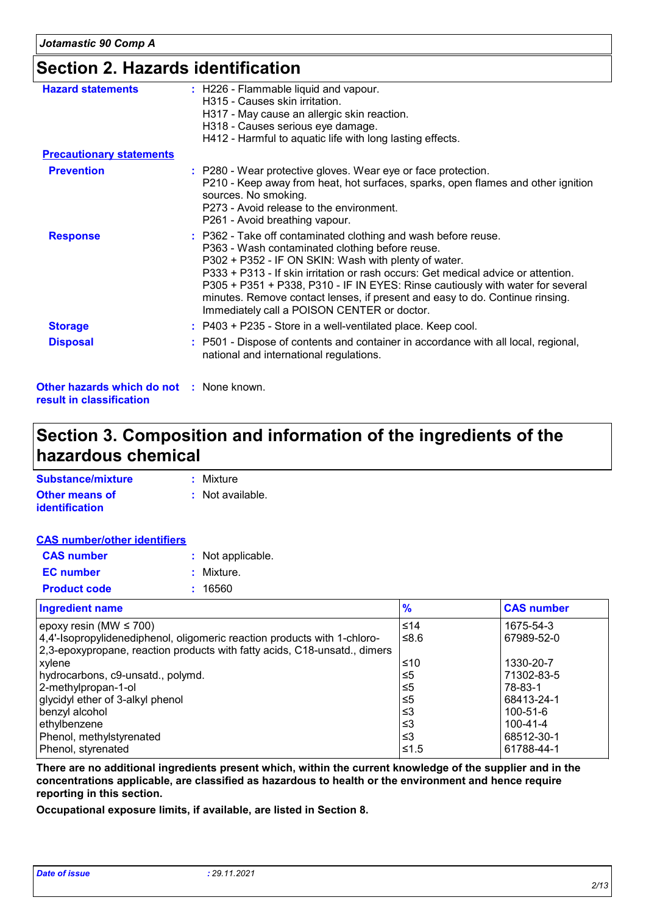## Section 2. Hazards identification

**Hazard statements** : H226 - Flammable liquid and vapour.
H315 - Causes skin irritation.
H317 - May cause an allergic skin reaction.
H318 - Causes serious eye damage.
H412 - Harmful to aquatic life with long lasting effects.

**Precautionary statements**

**Prevention** : P280 - Wear protective gloves. Wear eye or face protection.
P210 - Keep away from heat, hot surfaces, sparks, open flames and other ignition sources. No smoking.
P273 - Avoid release to the environment.
P261 - Avoid breathing vapour.

**Response** : P362 - Take off contaminated clothing and wash before reuse.
P363 - Wash contaminated clothing before reuse.
P302 + P352 - IF ON SKIN: Wash with plenty of water.
P333 + P313 - If skin irritation or rash occurs: Get medical advice or attention.
P305 + P351 + P338, P310 - IF IN EYES: Rinse cautiously with water for several minutes. Remove contact lenses, if present and easy to do. Continue rinsing. Immediately call a POISON CENTER or doctor.

**Storage** : P403 + P235 - Store in a well-ventilated place. Keep cool.

**Disposal** : P501 - Dispose of contents and container in accordance with all local, regional, national and international regulations.

**Other hazards which do not result in classification** : None known.

## Section 3. Composition and information of the ingredients of the hazardous chemical

**Substance/mixture** : Mixture

**Other means of identification** : Not available.

**CAS number/other identifiers**

**CAS number** : Not applicable.

**EC number** : Mixture.

**Product code** : 16560

| Ingredient name | % | CAS number |
|---|---|---|
| epoxy resin (MW ≤ 700) | ≤14 | 1675-54-3 |
| 4,4'-Isopropylidenediphenol, oligomeric reaction products with 1-chloro-2,3-epoxypropane, reaction products with fatty acids, C18-unsatd., dimers | ≤8.6 | 67989-52-0 |
| xylene | ≤10 | 1330-20-7 |
| hydrocarbons, c9-unsatd., polymd. | ≤5 | 71302-83-5 |
| 2-methylpropan-1-ol | ≤5 | 78-83-1 |
| glycidyl ether of 3-alkyl phenol | ≤5 | 68413-24-1 |
| benzyl alcohol | ≤3 | 100-51-6 |
| ethylbenzene | ≤3 | 100-41-4 |
| Phenol, methylstyrenated | ≤3 | 68512-30-1 |
| Phenol, styrenated | ≤1.5 | 61788-44-1 |

**There are no additional ingredients present which, within the current knowledge of the supplier and in the concentrations applicable, are classified as hazardous to health or the environment and hence require reporting in this section.**

**Occupational exposure limits, if available, are listed in Section 8.**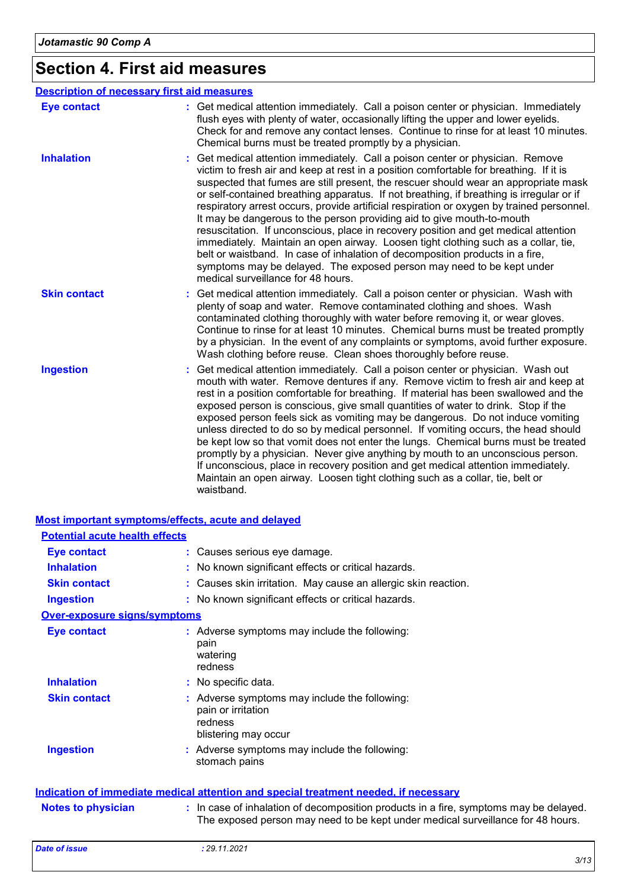# Section 4. First aid measures

## Description of necessary first aid measures

**Eye contact** : Get medical attention immediately. Call a poison center or physician. Immediately flush eyes with plenty of water, occasionally lifting the upper and lower eyelids. Check for and remove any contact lenses. Continue to rinse for at least 10 minutes. Chemical burns must be treated promptly by a physician.

**Inhalation** : Get medical attention immediately. Call a poison center or physician. Remove victim to fresh air and keep at rest in a position comfortable for breathing. If it is suspected that fumes are still present, the rescuer should wear an appropriate mask or self-contained breathing apparatus. If not breathing, if breathing is irregular or if respiratory arrest occurs, provide artificial respiration or oxygen by trained personnel. It may be dangerous to the person providing aid to give mouth-to-mouth resuscitation. If unconscious, place in recovery position and get medical attention immediately. Maintain an open airway. Loosen tight clothing such as a collar, tie, belt or waistband. In case of inhalation of decomposition products in a fire, symptoms may be delayed. The exposed person may need to be kept under medical surveillance for 48 hours.

**Skin contact** : Get medical attention immediately. Call a poison center or physician. Wash with plenty of soap and water. Remove contaminated clothing and shoes. Wash contaminated clothing thoroughly with water before removing it, or wear gloves. Continue to rinse for at least 10 minutes. Chemical burns must be treated promptly by a physician. In the event of any complaints or symptoms, avoid further exposure. Wash clothing before reuse. Clean shoes thoroughly before reuse.

**Ingestion** : Get medical attention immediately. Call a poison center or physician. Wash out mouth with water. Remove dentures if any. Remove victim to fresh air and keep at rest in a position comfortable for breathing. If material has been swallowed and the exposed person is conscious, give small quantities of water to drink. Stop if the exposed person feels sick as vomiting may be dangerous. Do not induce vomiting unless directed to do so by medical personnel. If vomiting occurs, the head should be kept low so that vomit does not enter the lungs. Chemical burns must be treated promptly by a physician. Never give anything by mouth to an unconscious person. If unconscious, place in recovery position and get medical attention immediately. Maintain an open airway. Loosen tight clothing such as a collar, tie, belt or waistband.

## Most important symptoms/effects, acute and delayed

### Potential acute health effects

**Eye contact** : Causes serious eye damage.

**Inhalation** : No known significant effects or critical hazards.

**Skin contact** : Causes skin irritation. May cause an allergic skin reaction.

**Ingestion** : No known significant effects or critical hazards.

### Over-exposure signs/symptoms

**Eye contact** : Adverse symptoms may include the following:
pain
watering
redness

**Inhalation** : No specific data.

**Skin contact** : Adverse symptoms may include the following:
pain or irritation
redness
blistering may occur

**Ingestion** : Adverse symptoms may include the following:
stomach pains

## Indication of immediate medical attention and special treatment needed, if necessary

**Notes to physician** : In case of inhalation of decomposition products in a fire, symptoms may be delayed. The exposed person may need to be kept under medical surveillance for 48 hours.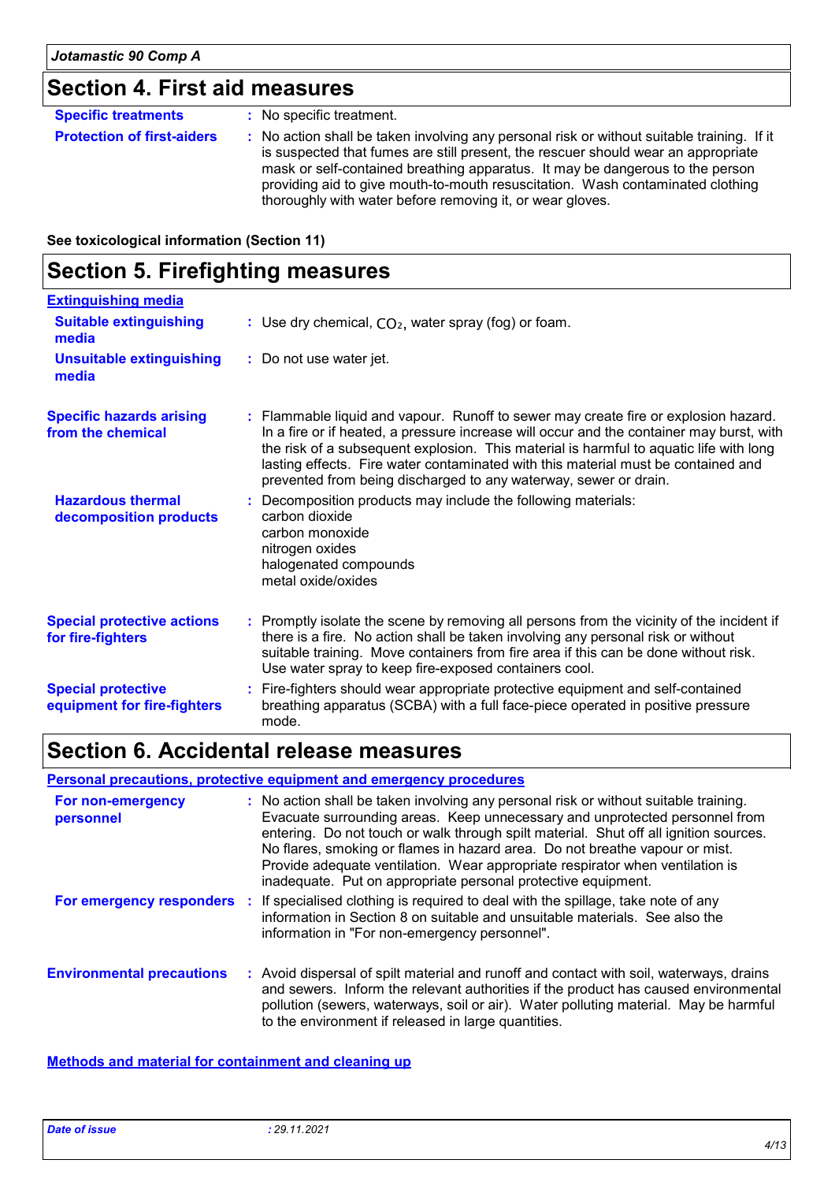## Section 4. First aid measures

**Specific treatments** : No specific treatment.

**Protection of first-aiders** : No action shall be taken involving any personal risk or without suitable training. If it is suspected that fumes are still present, the rescuer should wear an appropriate mask or self-contained breathing apparatus. It may be dangerous to the person providing aid to give mouth-to-mouth resuscitation. Wash contaminated clothing thoroughly with water before removing it, or wear gloves.

**See toxicological information (Section 11)**

## Section 5. Firefighting measures

### Extinguishing media

**Suitable extinguishing media** : Use dry chemical, $CO_2$, water spray (fog) or foam.

**Unsuitable extinguishing media** : Do not use water jet.

**Specific hazards arising from the chemical** : Flammable liquid and vapour. Runoff to sewer may create fire or explosion hazard. In a fire or if heated, a pressure increase will occur and the container may burst, with the risk of a subsequent explosion. This material is harmful to aquatic life with long lasting effects. Fire water contaminated with this material must be contained and prevented from being discharged to any waterway, sewer or drain.

**Hazardous thermal decomposition products** : Decomposition products may include the following materials:
carbon dioxide
carbon monoxide
nitrogen oxides
halogenated compounds
metal oxide/oxides

**Special protective actions for fire-fighters** : Promptly isolate the scene by removing all persons from the vicinity of the incident if there is a fire. No action shall be taken involving any personal risk or without suitable training. Move containers from fire area if this can be done without risk. Use water spray to keep fire-exposed containers cool.

**Special protective equipment for fire-fighters** : Fire-fighters should wear appropriate protective equipment and self-contained breathing apparatus (SCBA) with a full face-piece operated in positive pressure mode.

## Section 6. Accidental release measures

### Personal precautions, protective equipment and emergency procedures

**For non-emergency personnel** : No action shall be taken involving any personal risk or without suitable training. Evacuate surrounding areas. Keep unnecessary and unprotected personnel from entering. Do not touch or walk through spilt material. Shut off all ignition sources. No flares, smoking or flames in hazard area. Do not breathe vapour or mist. Provide adequate ventilation. Wear appropriate respirator when ventilation is inadequate. Put on appropriate personal protective equipment.

**For emergency responders** : If specialised clothing is required to deal with the spillage, take note of any information in Section 8 on suitable and unsuitable materials. See also the information in "For non-emergency personnel".

**Environmental precautions** : Avoid dispersal of spilt material and runoff and contact with soil, waterways, drains and sewers. Inform the relevant authorities if the product has caused environmental pollution (sewers, waterways, soil or air). Water polluting material. May be harmful to the environment if released in large quantities.

### Methods and material for containment and cleaning up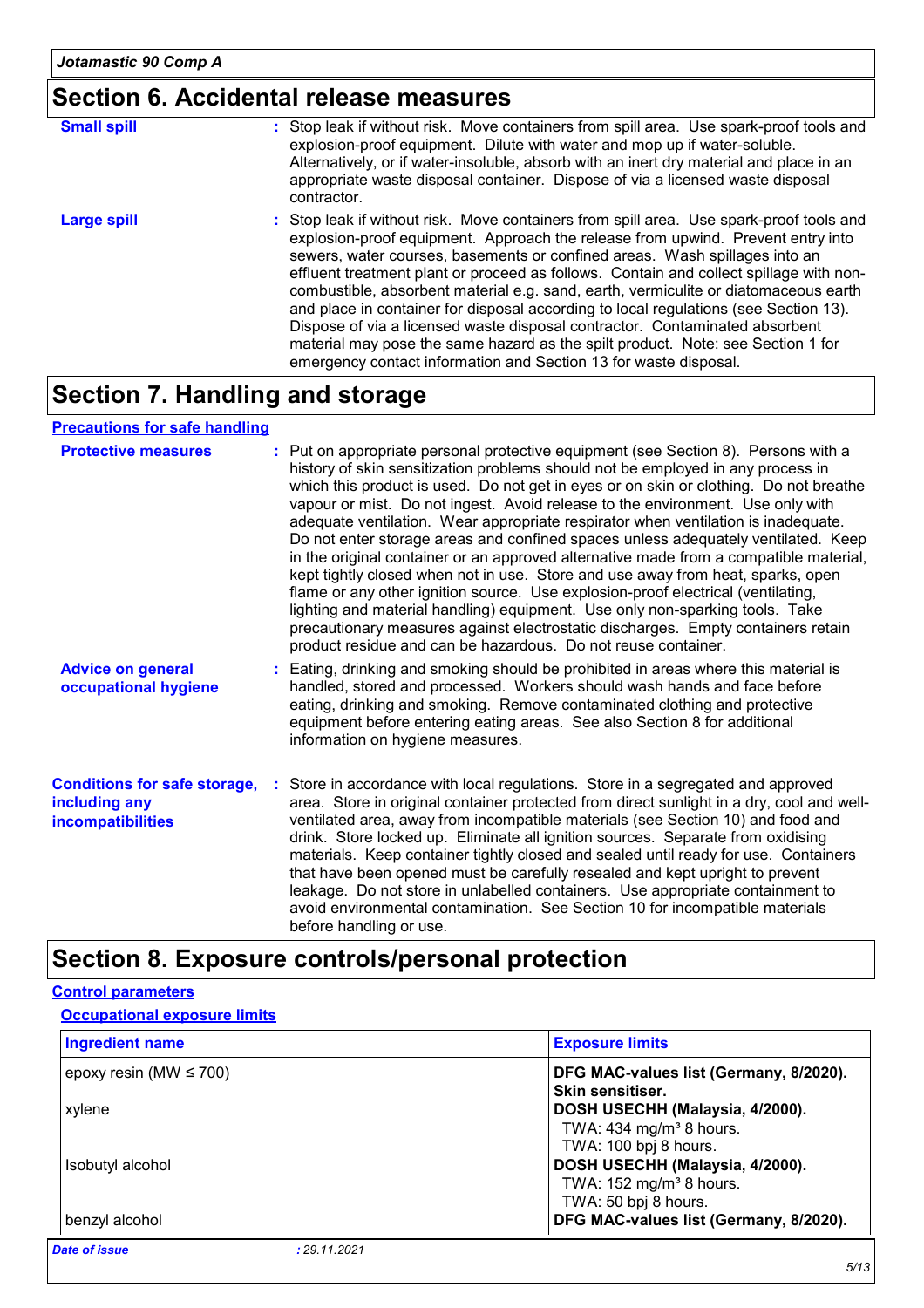## Section 6. Accidental release measures

**Small spill** : Stop leak if without risk. Move containers from spill area. Use spark-proof tools and explosion-proof equipment. Dilute with water and mop up if water-soluble. Alternatively, or if water-insoluble, absorb with an inert dry material and place in an appropriate waste disposal container. Dispose of via a licensed waste disposal contractor.

**Large spill** : Stop leak if without risk. Move containers from spill area. Use spark-proof tools and explosion-proof equipment. Approach the release from upwind. Prevent entry into sewers, water courses, basements or confined areas. Wash spillages into an effluent treatment plant or proceed as follows. Contain and collect spillage with non-combustible, absorbent material e.g. sand, earth, vermiculite or diatomaceous earth and place in container for disposal according to local regulations (see Section 13). Dispose of via a licensed waste disposal contractor. Contaminated absorbent material may pose the same hazard as the spilt product. Note: see Section 1 for emergency contact information and Section 13 for waste disposal.

## Section 7. Handling and storage

### Precautions for safe handling

**Protective measures** : Put on appropriate personal protective equipment (see Section 8). Persons with a history of skin sensitization problems should not be employed in any process in which this product is used. Do not get in eyes or on skin or clothing. Do not breathe vapour or mist. Do not ingest. Avoid release to the environment. Use only with adequate ventilation. Wear appropriate respirator when ventilation is inadequate. Do not enter storage areas and confined spaces unless adequately ventilated. Keep in the original container or an approved alternative made from a compatible material, kept tightly closed when not in use. Store and use away from heat, sparks, open flame or any other ignition source. Use explosion-proof electrical (ventilating, lighting and material handling) equipment. Use only non-sparking tools. Take precautionary measures against electrostatic discharges. Empty containers retain product residue and can be hazardous. Do not reuse container.

**Advice on general occupational hygiene** : Eating, drinking and smoking should be prohibited in areas where this material is handled, stored and processed. Workers should wash hands and face before eating, drinking and smoking. Remove contaminated clothing and protective equipment before entering eating areas. See also Section 8 for additional information on hygiene measures.

**Conditions for safe storage, including any incompatibilities** : Store in accordance with local regulations. Store in a segregated and approved area. Store in original container protected from direct sunlight in a dry, cool and well-ventilated area, away from incompatible materials (see Section 10) and food and drink. Store locked up. Eliminate all ignition sources. Separate from oxidising materials. Keep container tightly closed and sealed until ready for use. Containers that have been opened must be carefully resealed and kept upright to prevent leakage. Do not store in unlabelled containers. Use appropriate containment to avoid environmental contamination. See Section 10 for incompatible materials before handling or use.

## Section 8. Exposure controls/personal protection

### Control parameters

#### Occupational exposure limits

| Ingredient name | Exposure limits |
|---|---|
| epoxy resin (MW ≤ 700) | **DFG MAC-values list (Germany, 8/2020). Skin sensitiser.** |
| xylene | **DOSH USECHH (Malaysia, 4/2000).**<br>TWA: 434 mg/m³ 8 hours.<br>TWA: 100 bpj 8 hours. |
| Isobutyl alcohol | **DOSH USECHH (Malaysia, 4/2000).**<br>TWA: 152 mg/m³ 8 hours.<br>TWA: 50 bpj 8 hours. |
| benzyl alcohol | **DFG MAC-values list (Germany, 8/2020).** |

*Date of issue* : 29.11.2021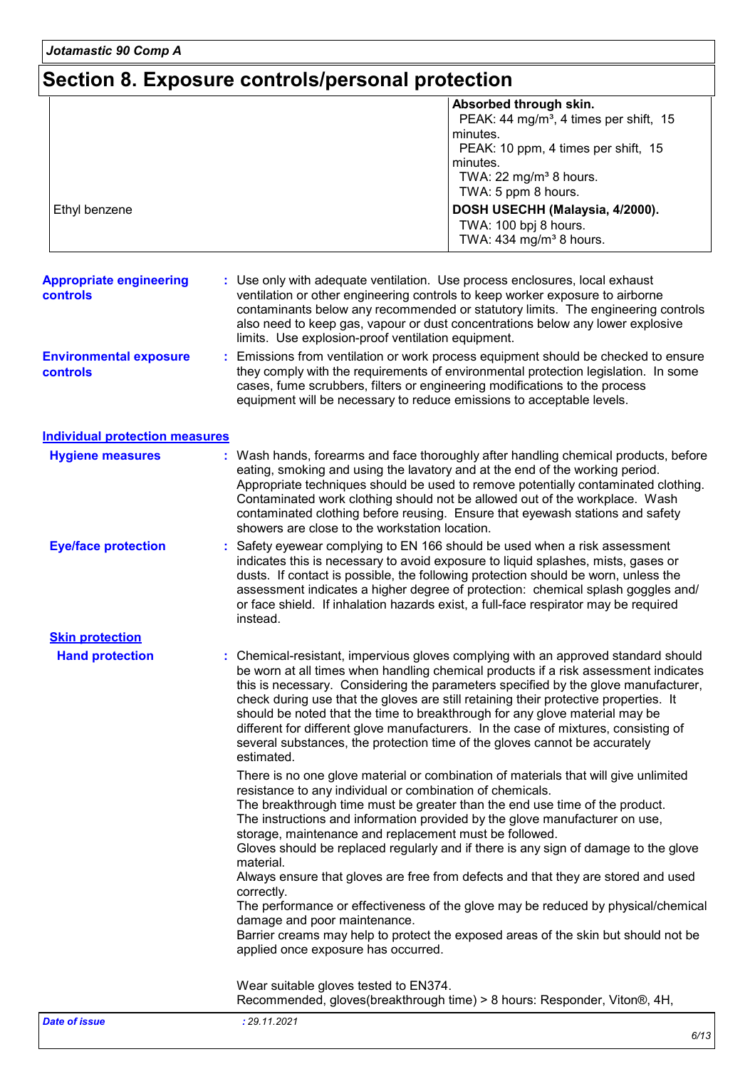## Section 8. Exposure controls/personal protection

| | |
|---|---|
| | **Absorbed through skin.**<br>PEAK: 44 mg/m³, 4 times per shift, 15 minutes.<br>PEAK: 10 ppm, 4 times per shift, 15 minutes.<br>TWA: 22 mg/m³ 8 hours.<br>TWA: 5 ppm 8 hours. |
| Ethyl benzene | **DOSH USECHH (Malaysia, 4/2000).**<br>TWA: 100 bpj 8 hours.<br>TWA: 434 mg/m³ 8 hours. |

**Appropriate engineering controls** : Use only with adequate ventilation. Use process enclosures, local exhaust ventilation or other engineering controls to keep worker exposure to airborne contaminants below any recommended or statutory limits. The engineering controls also need to keep gas, vapour or dust concentrations below any lower explosive limits. Use explosion-proof ventilation equipment.

**Environmental exposure controls** : Emissions from ventilation or work process equipment should be checked to ensure they comply with the requirements of environmental protection legislation. In some cases, fume scrubbers, filters or engineering modifications to the process equipment will be necessary to reduce emissions to acceptable levels.

### Individual protection measures

**Hygiene measures** : Wash hands, forearms and face thoroughly after handling chemical products, before eating, smoking and using the lavatory and at the end of the working period. Appropriate techniques should be used to remove potentially contaminated clothing. Contaminated work clothing should not be allowed out of the workplace. Wash contaminated clothing before reusing. Ensure that eyewash stations and safety showers are close to the workstation location.

**Eye/face protection** : Safety eyewear complying to EN 166 should be used when a risk assessment indicates this is necessary to avoid exposure to liquid splashes, mists, gases or dusts. If contact is possible, the following protection should be worn, unless the assessment indicates a higher degree of protection: chemical splash goggles and/or face shield. If inhalation hazards exist, a full-face respirator may be required instead.

**Skin protection**

**Hand protection** : Chemical-resistant, impervious gloves complying with an approved standard should be worn at all times when handling chemical products if a risk assessment indicates this is necessary. Considering the parameters specified by the glove manufacturer, check during use that the gloves are still retaining their protective properties. It should be noted that the time to breakthrough for any glove material may be different for different glove manufacturers. In the case of mixtures, consisting of several substances, the protection time of the gloves cannot be accurately estimated.

There is no one glove material or combination of materials that will give unlimited resistance to any individual or combination of chemicals.
The breakthrough time must be greater than the end use time of the product.
The instructions and information provided by the glove manufacturer on use, storage, maintenance and replacement must be followed.
Gloves should be replaced regularly and if there is any sign of damage to the glove material.
Always ensure that gloves are free from defects and that they are stored and used correctly.
The performance or effectiveness of the glove may be reduced by physical/chemical damage and poor maintenance.
Barrier creams may help to protect the exposed areas of the skin but should not be applied once exposure has occurred.

Wear suitable gloves tested to EN374.
Recommended, gloves(breakthrough time) > 8 hours: Responder, Viton®, 4H,

*Date of issue* : *29.11.2021*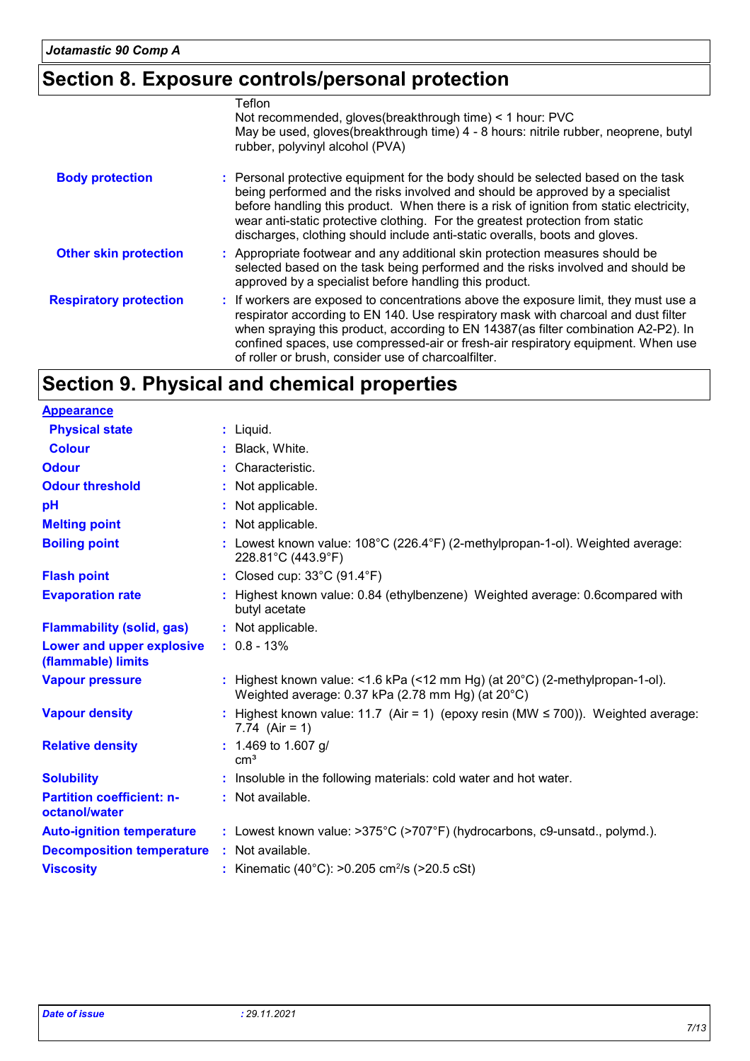# Section 8. Exposure controls/personal protection

Teflon
Not recommended, gloves(breakthrough time) < 1 hour: PVC
May be used, gloves(breakthrough time) 4 - 8 hours: nitrile rubber, neoprene, butyl rubber, polyvinyl alcohol (PVA)

**Body protection** : Personal protective equipment for the body should be selected based on the task being performed and the risks involved and should be approved by a specialist before handling this product. When there is a risk of ignition from static electricity, wear anti-static protective clothing. For the greatest protection from static discharges, clothing should include anti-static overalls, boots and gloves.

**Other skin protection** : Appropriate footwear and any additional skin protection measures should be selected based on the task being performed and the risks involved and should be approved by a specialist before handling this product.

**Respiratory protection** : If workers are exposed to concentrations above the exposure limit, they must use a respirator according to EN 140. Use respiratory mask with charcoal and dust filter when spraying this product, according to EN 14387(as filter combination A2-P2). In confined spaces, use compressed-air or fresh-air respiratory equipment. When use of roller or brush, consider use of charcoalfilter.

# Section 9. Physical and chemical properties

**Appearance**

| | |
|---|---|
| **Physical state** | : Liquid. |
| **Colour** | : Black, White. |
| **Odour** | : Characteristic. |
| **Odour threshold** | : Not applicable. |
| **pH** | : Not applicable. |
| **Melting point** | : Not applicable. |
| **Boiling point** | : Lowest known value: 108°C (226.4°F) (2-methylpropan-1-ol). Weighted average: 228.81°C (443.9°F) |
| **Flash point** | : Closed cup: 33°C (91.4°F) |
| **Evaporation rate** | : Highest known value: 0.84 (ethylbenzene) Weighted average: 0.6compared with butyl acetate |
| **Flammability (solid, gas)** | : Not applicable. |
| **Lower and upper explosive (flammable) limits** | : 0.8 - 13% |
| **Vapour pressure** | : Highest known value: <1.6 kPa (<12 mm Hg) (at 20°C) (2-methylpropan-1-ol). Weighted average: 0.37 kPa (2.78 mm Hg) (at 20°C) |
| **Vapour density** | : Highest known value: 11.7 (Air = 1) (epoxy resin (MW ≤ 700)). Weighted average: 7.74 (Air = 1) |
| **Relative density** | : 1.469 to 1.607 g/ $cm^3$ |
| **Solubility** | : Insoluble in the following materials: cold water and hot water. |
| **Partition coefficient: n-octanol/water** | : Not available. |
| **Auto-ignition temperature** | : Lowest known value: >375°C (>707°F) (hydrocarbons, c9-unsatd., polymd.). |
| **Decomposition temperature** | : Not available. |
| **Viscosity** | : Kinematic (40°C): >0.205 $cm^2/s$ (>20.5 cSt) |

*Date of issue* : 29.11.2021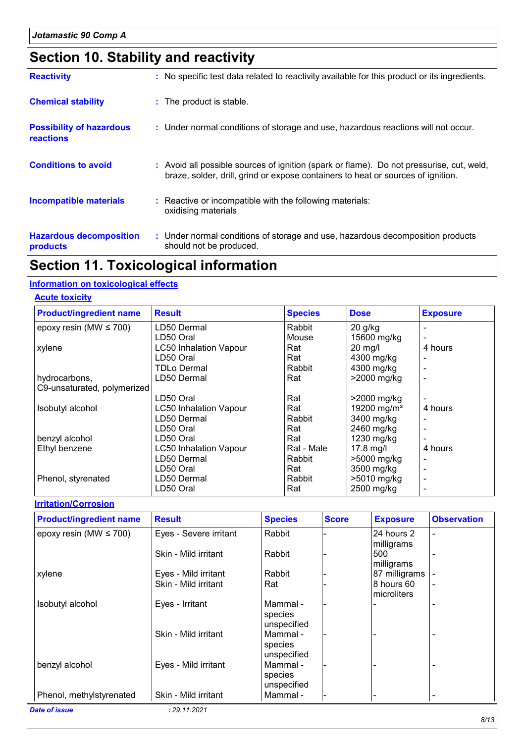## Section 10. Stability and reactivity

**Reactivity** : No specific test data related to reactivity available for this product or its ingredients.

**Chemical stability** : The product is stable.

**Possibility of hazardous reactions** : Under normal conditions of storage and use, hazardous reactions will not occur.

**Conditions to avoid** : Avoid all possible sources of ignition (spark or flame). Do not pressurise, cut, weld, braze, solder, drill, grind or expose containers to heat or sources of ignition.

**Incompatible materials** : Reactive or incompatible with the following materials:
oxidising materials

**Hazardous decomposition products** : Under normal conditions of storage and use, hazardous decomposition products should not be produced.

## Section 11. Toxicological information

### Information on toxicological effects

#### Acute toxicity

| Product/ingredient name | Result | Species | Dose | Exposure |
|---|---|---|---|---|
| epoxy resin (MW ≤ 700) | LD50 Dermal | Rabbit | 20 g/kg | - |
| | LD50 Oral | Mouse | 15600 mg/kg | - |
| xylene | LC50 Inhalation Vapour | Rat | 20 mg/l | 4 hours |
| | LD50 Oral | Rat | 4300 mg/kg | - |
| | TDLo Dermal | Rabbit | 4300 mg/kg | - |
| hydrocarbons, C9-unsaturated, polymerized | LD50 Dermal | Rat | >2000 mg/kg | - |
| | LD50 Oral | Rat | >2000 mg/kg | - |
| Isobutyl alcohol | LC50 Inhalation Vapour | Rat | 19200 mg/m³ | 4 hours |
| | LD50 Dermal | Rabbit | 3400 mg/kg | - |
| | LD50 Oral | Rat | 2460 mg/kg | - |
| benzyl alcohol | LD50 Oral | Rat | 1230 mg/kg | - |
| Ethyl benzene | LC50 Inhalation Vapour | Rat - Male | 17.8 mg/l | 4 hours |
| | LD50 Dermal | Rabbit | >5000 mg/kg | - |
| | LD50 Oral | Rat | 3500 mg/kg | - |
| Phenol, styrenated | LD50 Dermal | Rabbit | >5010 mg/kg | - |
| | LD50 Oral | Rat | 2500 mg/kg | - |

#### Irritation/Corrosion

| Product/ingredient name | Result | Species | Score | Exposure | Observation |
|---|---|---|---|---|---|
| epoxy resin (MW ≤ 700) | Eyes - Severe irritant | Rabbit | - | 24 hours 2 milligrams | - |
| | Skin - Mild irritant | Rabbit | - | 500 milligrams | - |
| xylene | Eyes - Mild irritant | Rabbit | - | 87 milligrams | - |
| | Skin - Mild irritant | Rat | - | 8 hours 60 microliters | - |
| Isobutyl alcohol | Eyes - Irritant | Mammal - species unspecified | - | - | - |
| | Skin - Mild irritant | Mammal - species unspecified | - | - | - |
| benzyl alcohol | Eyes - Mild irritant | Mammal - species unspecified | - | - | - |
| Phenol, methylstyrenated | Skin - Mild irritant | Mammal - | - | - | - |

**Date of issue** : 29.11.2021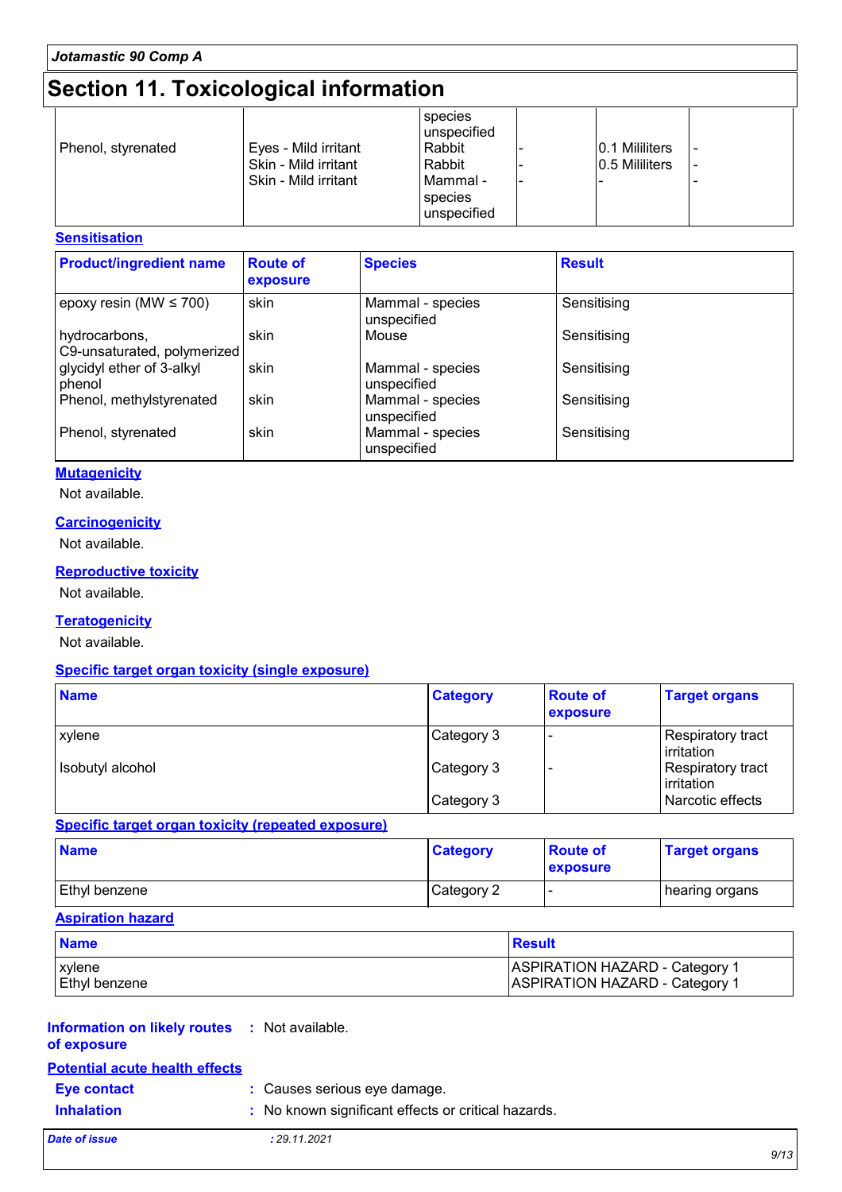## Section 11. Toxicological information

| | | | | | |
|---|---|---|---|---|---|
| | | species unspecified | | | |
| Phenol, styrenated | Eyes - Mild irritant | Rabbit | - | 0.1 Mililiters | - |
| | Skin - Mild irritant | Rabbit | - | 0.5 Mililiters | - |
| | Skin - Mild irritant | Mammal - species unspecified | - | - | - |

### Sensitisation

| Product/ingredient name | Route of exposure | Species | Result |
|---|---|---|---|
| epoxy resin (MW ≤ 700) | skin | Mammal - species unspecified | Sensitising |
| hydrocarbons, C9-unsaturated, polymerized | skin | Mouse | Sensitising |
| glycidyl ether of 3-alkyl phenol | skin | Mammal - species unspecified | Sensitising |
| Phenol, methylstyrenated | skin | Mammal - species unspecified | Sensitising |
| Phenol, styrenated | skin | Mammal - species unspecified | Sensitising |

### Mutagenicity

Not available.

### Carcinogenicity

Not available.

### Reproductive toxicity

Not available.

### Teratogenicity

Not available.

### Specific target organ toxicity (single exposure)

| Name | Category | Route of exposure | Target organs |
|---|---|---|---|
| xylene | Category 3 | - | Respiratory tract irritation |
| Isobutyl alcohol | Category 3 | - | Respiratory tract irritation |
| | Category 3 | | Narcotic effects |

### Specific target organ toxicity (repeated exposure)

| Name | Category | Route of exposure | Target organs |
|---|---|---|---|
| Ethyl benzene | Category 2 | - | hearing organs |

### Aspiration hazard

| Name | Result |
|---|---|
| xylene | ASPIRATION HAZARD - Category 1 |
| Ethyl benzene | ASPIRATION HAZARD - Category 1 |

**Information on likely routes of exposure** : Not available.

### Potential acute health effects

**Eye contact** : Causes serious eye damage.

**Inhalation** : No known significant effects or critical hazards.

**Date of issue** : 29.11.2021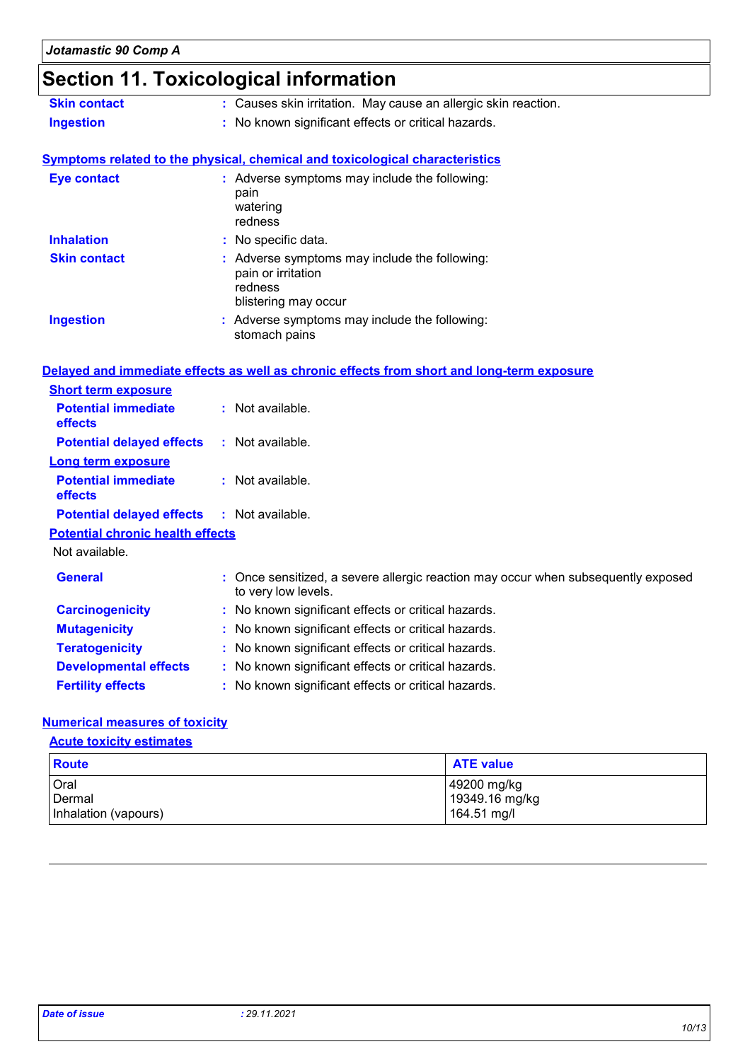## Section 11. Toxicological information

**Skin contact** : Causes skin irritation. May cause an allergic skin reaction.

**Ingestion** : No known significant effects or critical hazards.

### Symptoms related to the physical, chemical and toxicological characteristics

**Eye contact** : Adverse symptoms may include the following:
pain
watering
redness

**Inhalation** : No specific data.

**Skin contact** : Adverse symptoms may include the following:
pain or irritation
redness
blistering may occur

**Ingestion** : Adverse symptoms may include the following:
stomach pains

### Delayed and immediate effects as well as chronic effects from short and long-term exposure

#### Short term exposure

**Potential immediate effects** : Not available.

**Potential delayed effects** : Not available.

#### Long term exposure

**Potential immediate effects** : Not available.

**Potential delayed effects** : Not available.

#### Potential chronic health effects

Not available.

**General** : Once sensitized, a severe allergic reaction may occur when subsequently exposed to very low levels.

**Carcinogenicity** : No known significant effects or critical hazards.

**Mutagenicity** : No known significant effects or critical hazards.

**Teratogenicity** : No known significant effects or critical hazards.

**Developmental effects** : No known significant effects or critical hazards.

**Fertility effects** : No known significant effects or critical hazards.

### Numerical measures of toxicity

#### Acute toxicity estimates

| Route | ATE value |
|---|---|
| Oral | 49200 mg/kg |
| Dermal | 19349.16 mg/kg |
| Inhalation (vapours) | 164.51 mg/l |

*Date of issue* : *29.11.2021*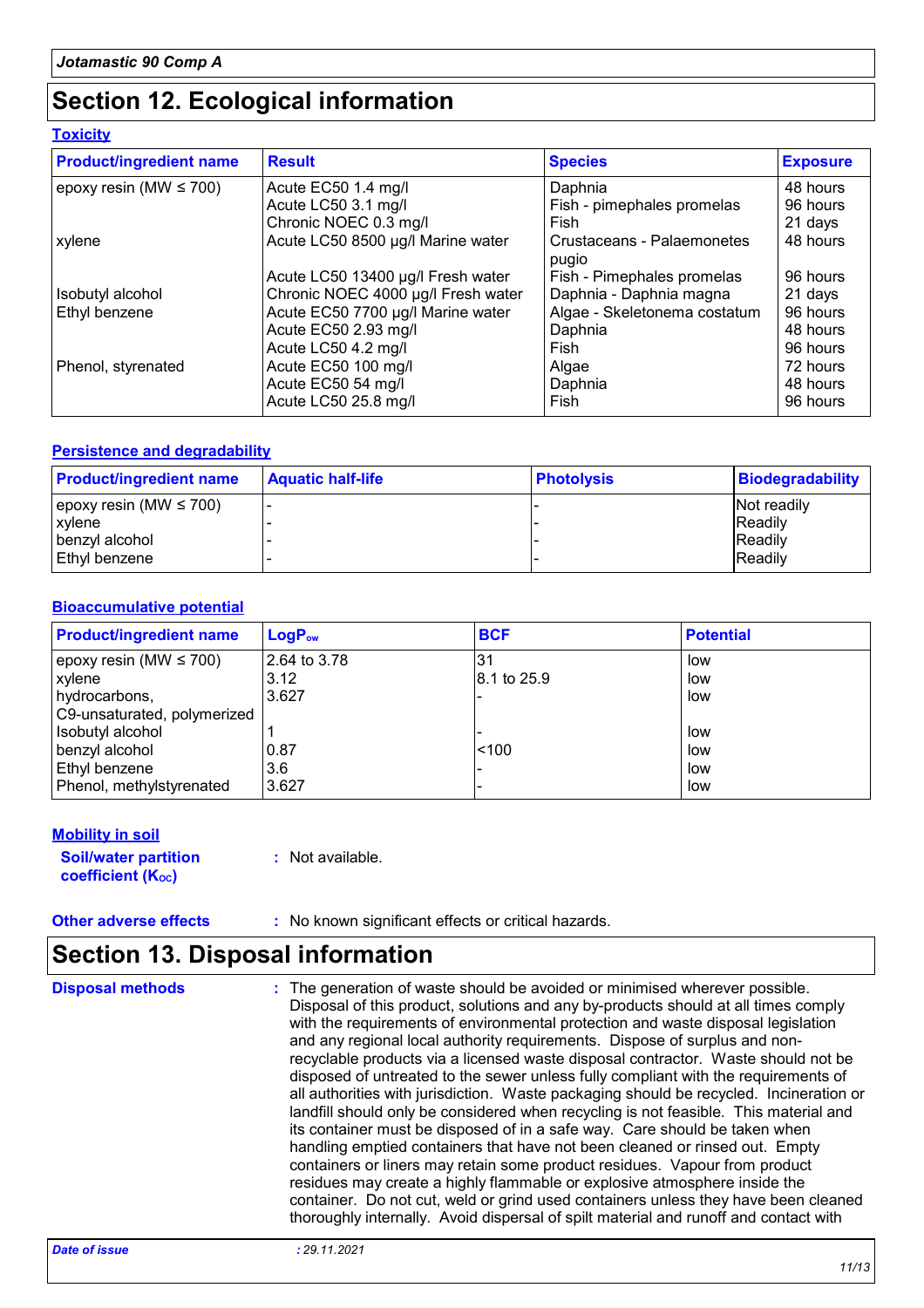# Section 12. Ecological information

### Toxicity

| Product/ingredient name | Result | Species | Exposure |
|---|---|---|---|
| epoxy resin (MW ≤ 700) | Acute EC50 1.4 mg/l | Daphnia | 48 hours |
| | Acute LC50 3.1 mg/l | Fish - pimephales promelas | 96 hours |
| | Chronic NOEC 0.3 mg/l | Fish | 21 days |
| xylene | Acute LC50 8500 µg/l Marine water | Crustaceans - Palaemonetes pugio | 48 hours |
| | Acute LC50 13400 µg/l Fresh water | Fish - Pimephales promelas | 96 hours |
| Isobutyl alcohol | Chronic NOEC 4000 µg/l Fresh water | Daphnia - Daphnia magna | 21 days |
| Ethyl benzene | Acute EC50 7700 µg/l Marine water | Algae - Skeletonema costatum | 96 hours |
| | Acute EC50 2.93 mg/l | Daphnia | 48 hours |
| | Acute LC50 4.2 mg/l | Fish | 96 hours |
| Phenol, styrenated | Acute EC50 100 mg/l | Algae | 72 hours |
| | Acute EC50 54 mg/l | Daphnia | 48 hours |
| | Acute LC50 25.8 mg/l | Fish | 96 hours |

### Persistence and degradability

| Product/ingredient name | Aquatic half-life | Photolysis | Biodegradability |
|---|---|---|---|
| epoxy resin (MW ≤ 700) | - | - | Not readily |
| xylene | - | - | Readily |
| benzyl alcohol | - | - | Readily |
| Ethyl benzene | - | - | Readily |

### Bioaccumulative potential

| Product/ingredient name | $LogP_{ow}$ | BCF | Potential |
|---|---|---|---|
| epoxy resin (MW ≤ 700) | 2.64 to 3.78 | 31 | low |
| xylene | 3.12 | 8.1 to 25.9 | low |
| hydrocarbons, C9-unsaturated, polymerized | 3.627 | - | low |
| Isobutyl alcohol | 1 | - | low |
| benzyl alcohol | 0.87 | <100 | low |
| Ethyl benzene | 3.6 | - | low |
| Phenol, methylstyrenated | 3.627 | - | low |

### Mobility in soil

**Soil/water partition coefficient ($K_{OC}$)** : Not available.

**Other adverse effects** : No known significant effects or critical hazards.

# Section 13. Disposal information

**Disposal methods** : The generation of waste should be avoided or minimised wherever possible. Disposal of this product, solutions and any by-products should at all times comply with the requirements of environmental protection and waste disposal legislation and any regional local authority requirements. Dispose of surplus and non-recyclable products via a licensed waste disposal contractor. Waste should not be disposed of untreated to the sewer unless fully compliant with the requirements of all authorities with jurisdiction. Waste packaging should be recycled. Incineration or landfill should only be considered when recycling is not feasible. This material and its container must be disposed of in a safe way. Care should be taken when handling emptied containers that have not been cleaned or rinsed out. Empty containers or liners may retain some product residues. Vapour from product residues may create a highly flammable or explosive atmosphere inside the container. Do not cut, weld or grind used containers unless they have been cleaned thoroughly internally. Avoid dispersal of spilt material and runoff and contact with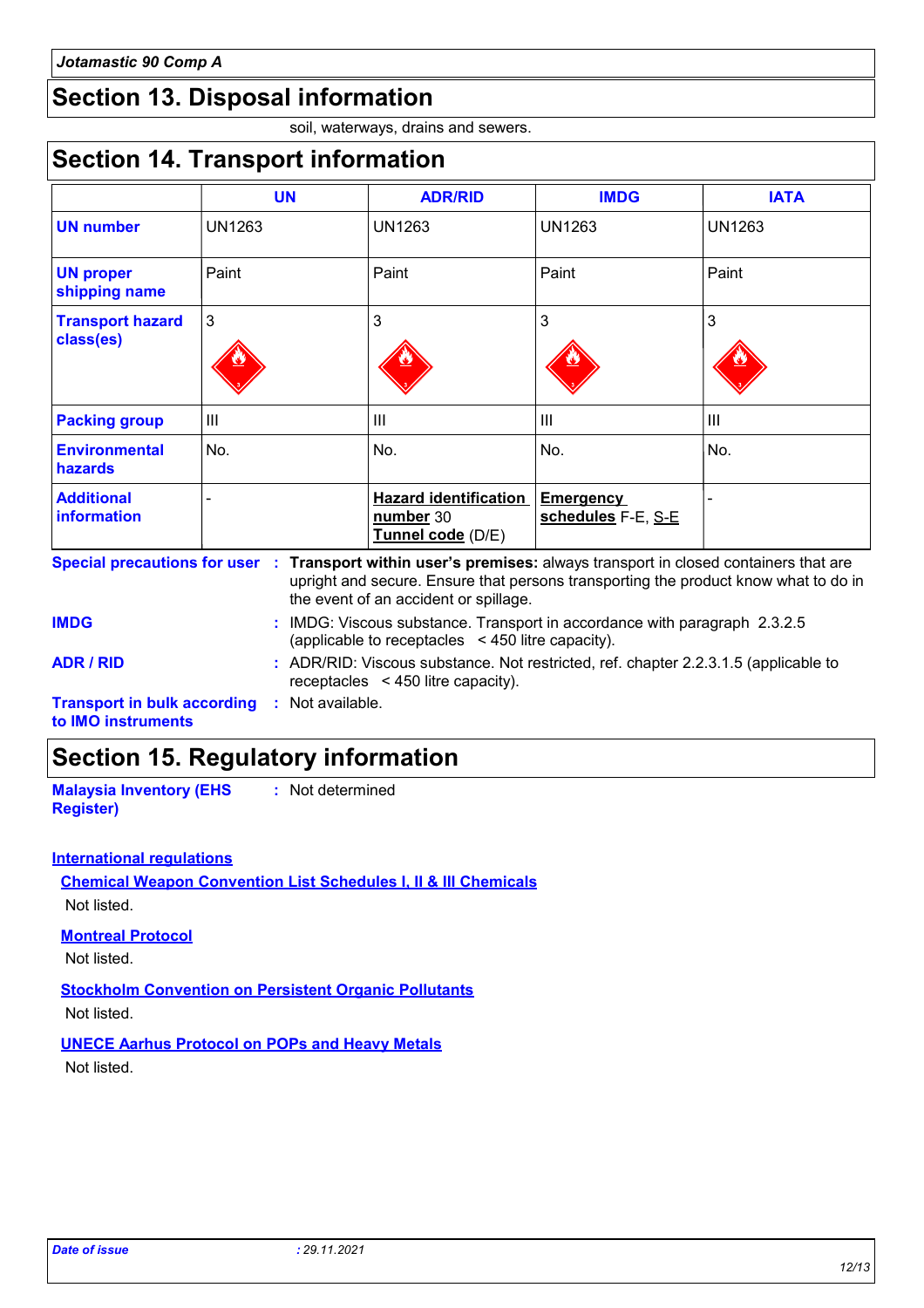## Section 13. Disposal information

soil, waterways, drains and sewers.

## Section 14. Transport information

| | UN | ADR/RID | IMDG | IATA |
|---|---|---|---|---|
| **UN number** | UN1263 | UN1263 | UN1263 | UN1263 |
| **UN proper shipping name** | Paint | Paint | Paint | Paint |
| **Transport hazard class(es)** | 3 | 3 | 3 | 3 |
| **Packing group** | III | III | III | III |
| **Environmental hazards** | No. | No. | No. | No. |
| **Additional information** | - | **Hazard identification number** 30 **Tunnel code** (D/E) | **Emergency schedules** F-E, S-E | - |

**Special precautions for user** : **Transport within user's premises:** always transport in closed containers that are upright and secure. Ensure that persons transporting the product know what to do in the event of an accident or spillage.

**IMDG** : IMDG: Viscous substance. Transport in accordance with paragraph 2.3.2.5 (applicable to receptacles < 450 litre capacity).

**ADR / RID** : ADR/RID: Viscous substance. Not restricted, ref. chapter 2.2.3.1.5 (applicable to receptacles < 450 litre capacity).

**Transport in bulk according to IMO instruments** : Not available.

## Section 15. Regulatory information

**Malaysia Inventory (EHS Register)** : Not determined

**International regulations**

**Chemical Weapon Convention List Schedules I, II & III Chemicals**

Not listed.

**Montreal Protocol**

Not listed.

**Stockholm Convention on Persistent Organic Pollutants**

Not listed.

**UNECE Aarhus Protocol on POPs and Heavy Metals**

Not listed.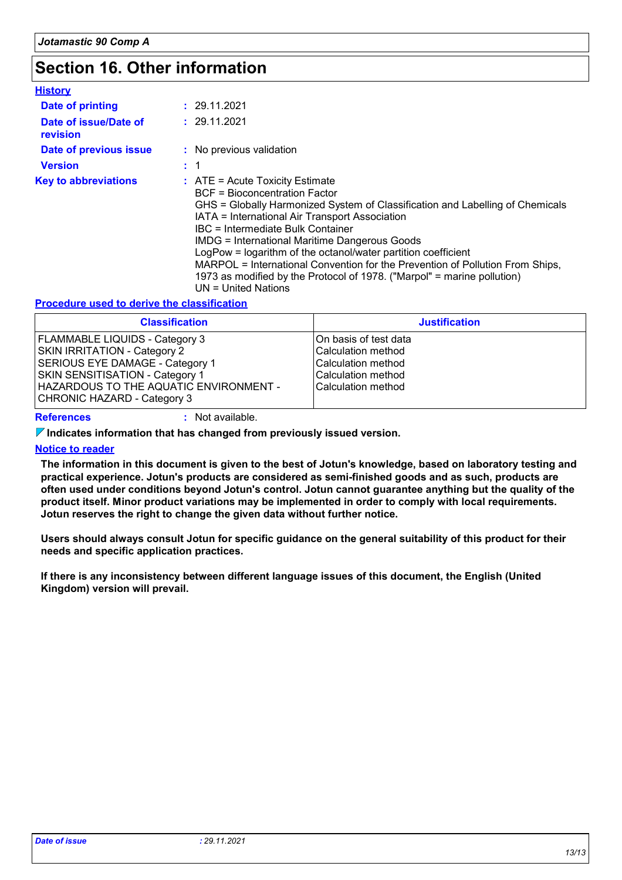# Section 16. Other information

**History**

**Date of printing** : 29.11.2021

**Date of issue/Date of revision** : 29.11.2021

**Date of previous issue** : No previous validation

**Version** : 1

**Key to abbreviations** : ATE = Acute Toxicity Estimate
BCF = Bioconcentration Factor
GHS = Globally Harmonized System of Classification and Labelling of Chemicals
IATA = International Air Transport Association
IBC = Intermediate Bulk Container
IMDG = International Maritime Dangerous Goods
LogPow = logarithm of the octanol/water partition coefficient
MARPOL = International Convention for the Prevention of Pollution From Ships, 1973 as modified by the Protocol of 1978. ("Marpol" = marine pollution)
UN = United Nations

**Procedure used to derive the classification**

| Classification | Justification |
|---|---|
| FLAMMABLE LIQUIDS - Category 3 | On basis of test data |
| SKIN IRRITATION - Category 2 | Calculation method |
| SERIOUS EYE DAMAGE - Category 1 | Calculation method |
| SKIN SENSITISATION - Category 1 | Calculation method |
| HAZARDOUS TO THE AQUATIC ENVIRONMENT - CHRONIC HAZARD - Category 3 | Calculation method |

**References** : Not available.

**Indicates information that has changed from previously issued version.**

**Notice to reader**

**The information in this document is given to the best of Jotun's knowledge, based on laboratory testing and practical experience. Jotun's products are considered as semi-finished goods and as such, products are often used under conditions beyond Jotun's control. Jotun cannot guarantee anything but the quality of the product itself. Minor product variations may be implemented in order to comply with local requirements. Jotun reserves the right to change the given data without further notice.**

**Users should always consult Jotun for specific guidance on the general suitability of this product for their needs and specific application practices.**

**If there is any inconsistency between different language issues of this document, the English (United Kingdom) version will prevail.**